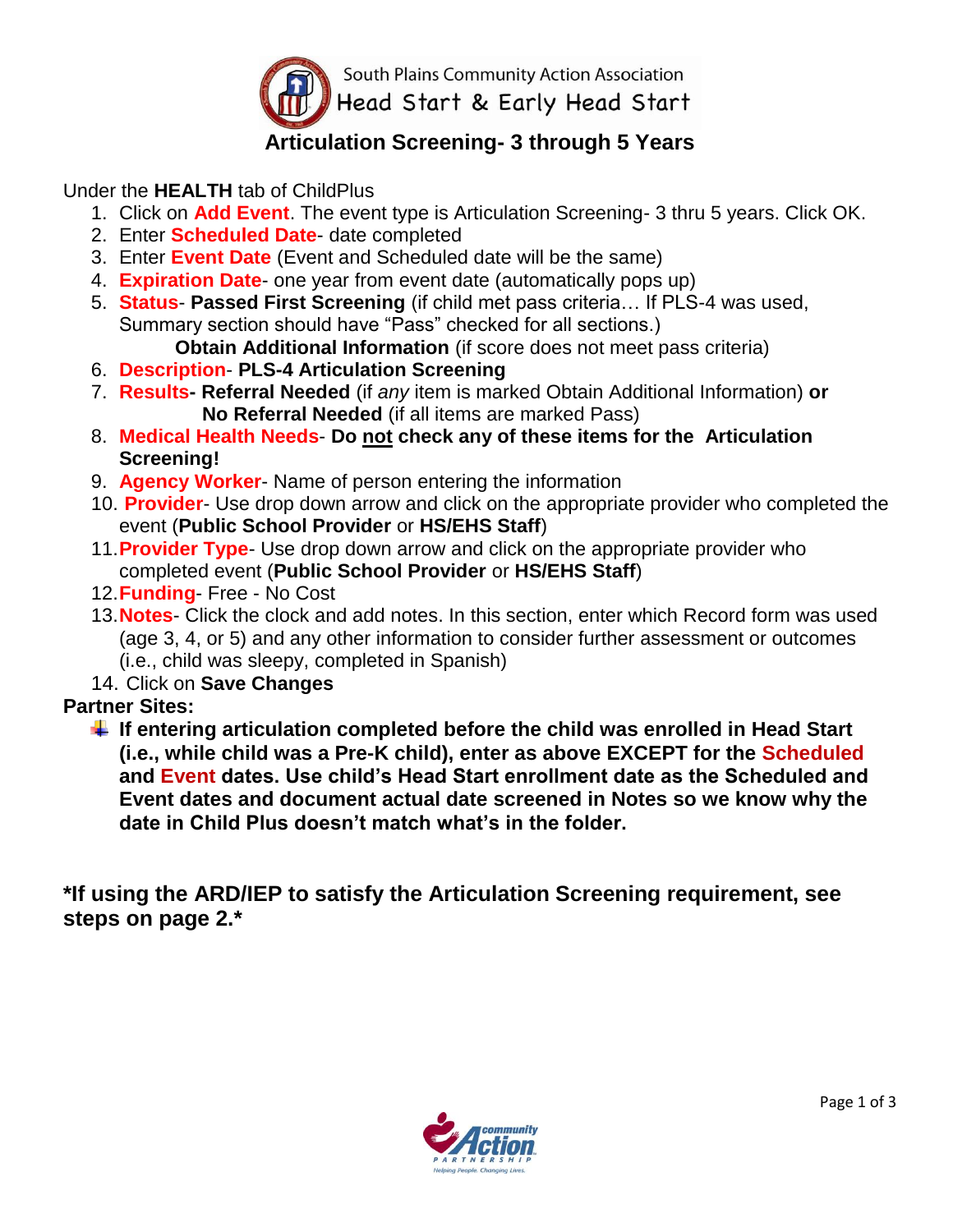South Plains Community Action Association
Head Start & Early Head Start

# Articulation Screening- 3 through 5 Years

Under the **HEALTH** tab of ChildPlus

1. Click on **Add Event**. The event type is Articulation Screening- 3 thru 5 years. Click OK.
2. Enter **Scheduled Date**- date completed
3. Enter **Event Date** (Event and Scheduled date will be the same)
4. **Expiration Date**- one year from event date (automatically pops up)
5. **Status**- **Passed First Screening** (if child met pass criteria… If PLS-4 was used, Summary section should have "Pass" checked for all sections.)
   **Obtain Additional Information** (if score does not meet pass criteria)
6. **Description**- **PLS-4 Articulation Screening**
7. **Results- Referral Needed** (if *any* item is marked Obtain Additional Information) **or**
   **No Referral Needed** (if all items are marked Pass)
8. **Medical Health Needs**- **Do not check any of these items for the Articulation Screening!**
9. **Agency Worker**- Name of person entering the information
10. **Provider**- Use drop down arrow and click on the appropriate provider who completed the event (**Public School Provider** or **HS/EHS Staff**)
11. **Provider Type**- Use drop down arrow and click on the appropriate provider who completed event (**Public School Provider** or **HS/EHS Staff**)
12. **Funding**- Free - No Cost
13. **Notes**- Click the clock and add notes. In this section, enter which Record form was used (age 3, 4, or 5) and any other information to consider further assessment or outcomes (i.e., child was sleepy, completed in Spanish)
14. Click on **Save Changes**

**Partner Sites:**

- **If entering articulation completed before the child was enrolled in Head Start (i.e., while child was a Pre-K child), enter as above EXCEPT for the Scheduled and Event dates. Use child's Head Start enrollment date as the Scheduled and Event dates and document actual date screened in Notes so we know why the date in Child Plus doesn't match what's in the folder.**

**\*If using the ARD/IEP to satisfy the Articulation Screening requirement, see steps on page 2.\***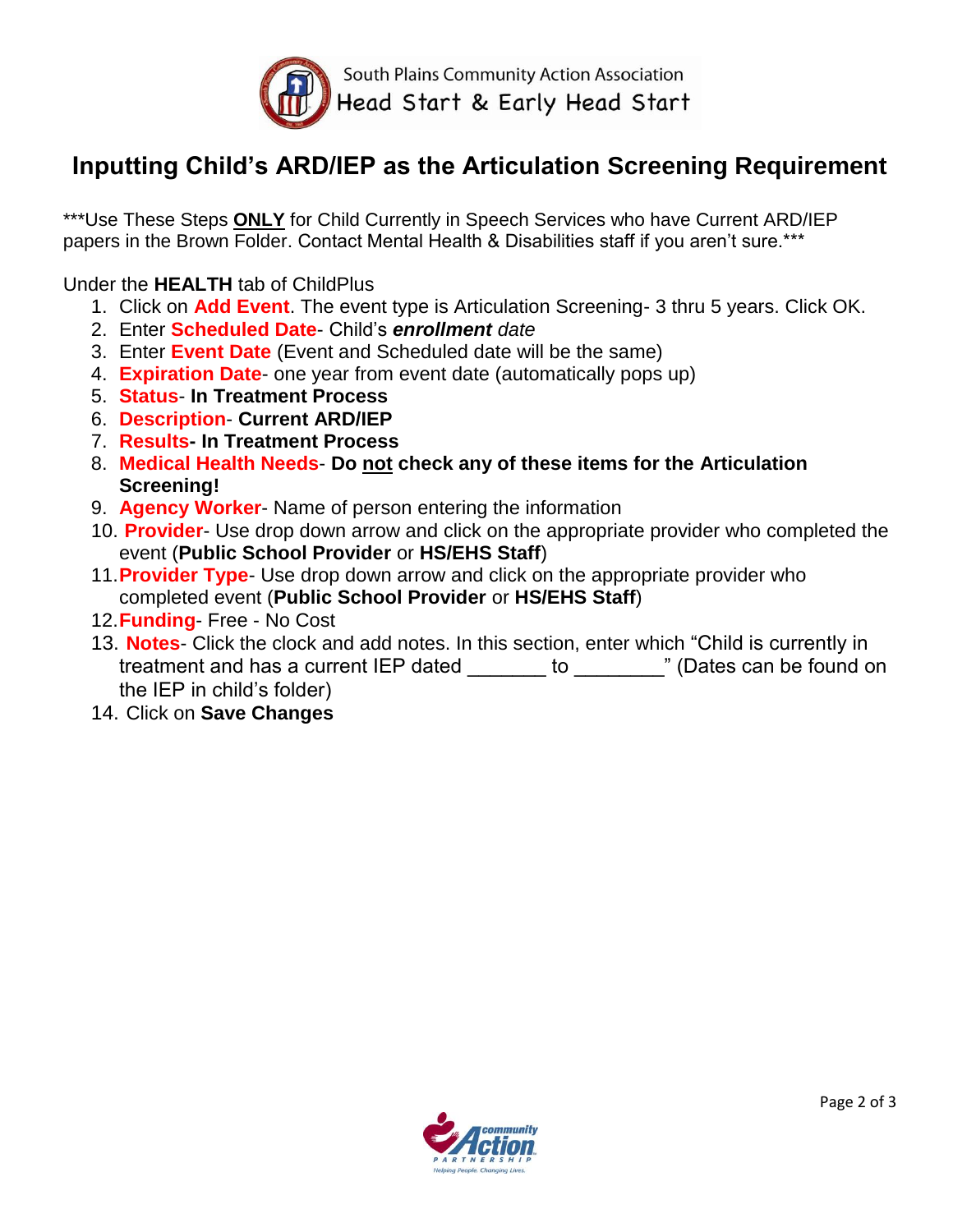South Plains Community Action Association
Head Start & Early Head Start

# Inputting Child's ARD/IEP as the Articulation Screening Requirement

***Use These Steps **ONLY** for Child Currently in Speech Services who have Current ARD/IEP papers in the Brown Folder. Contact Mental Health & Disabilities staff if you aren't sure.***

Under the **HEALTH** tab of ChildPlus

1. Click on **Add Event**. The event type is Articulation Screening- 3 thru 5 years. Click OK.
2. Enter **Scheduled Date**- Child's ***enrollment*** *date*
3. Enter **Event Date** (Event and Scheduled date will be the same)
4. **Expiration Date**- one year from event date (automatically pops up)
5. **Status**- **In Treatment Process**
6. **Description**- **Current ARD/IEP**
7. **Results- In Treatment Process**
8. **Medical Health Needs**- **Do not check any of these items for the Articulation Screening!**
9. **Agency Worker**- Name of person entering the information
10. **Provider**- Use drop down arrow and click on the appropriate provider who completed the event (**Public School Provider** or **HS/EHS Staff**)
11. **Provider Type**- Use drop down arrow and click on the appropriate provider who completed event (**Public School Provider** or **HS/EHS Staff**)
12. **Funding**- Free - No Cost
13. **Notes**- Click the clock and add notes. In this section, enter which "Child is currently in treatment and has a current IEP dated _______ to ________" (Dates can be found on the IEP in child's folder)
14. Click on **Save Changes**

community Action PARTNERSHIP
Helping People. Changing Lives.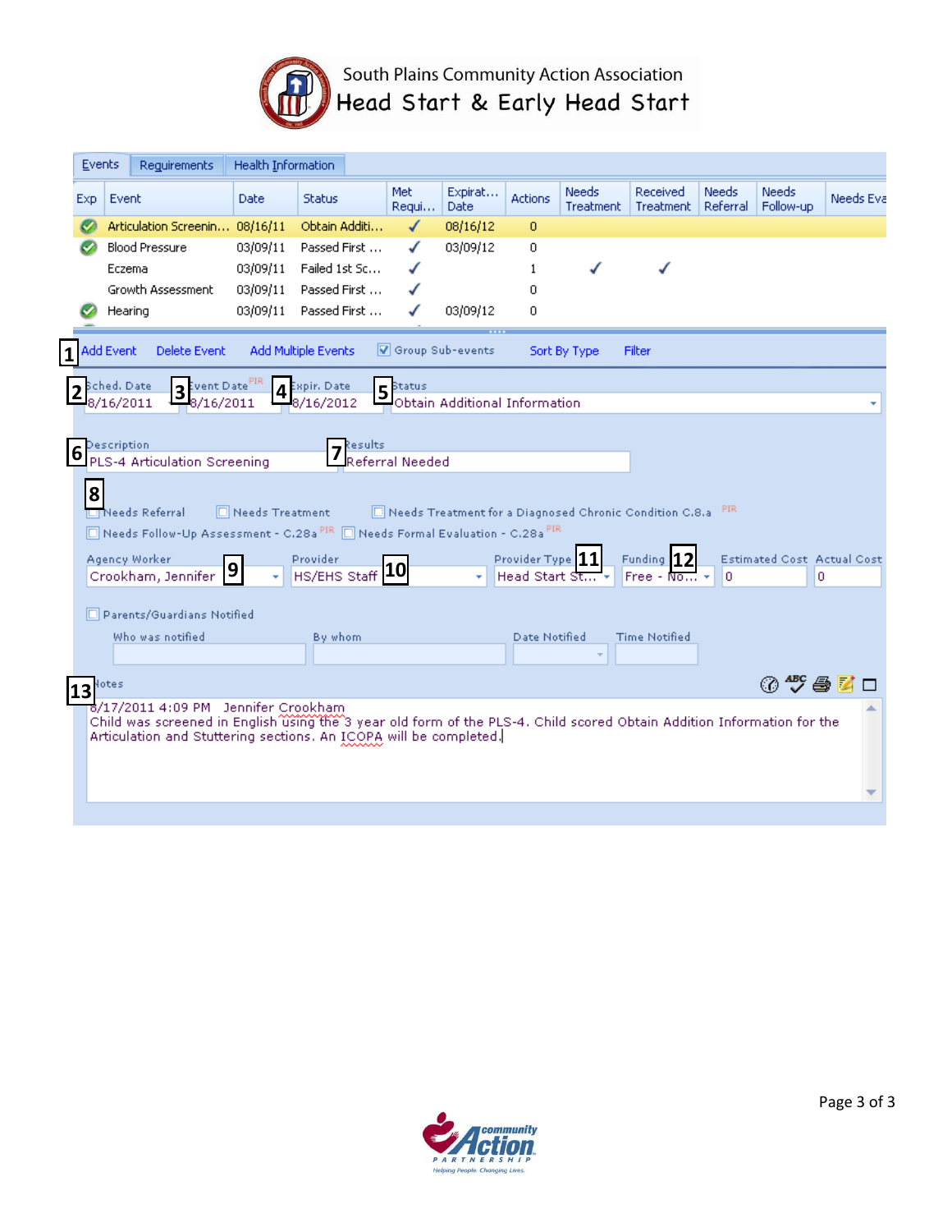South Plains Community Action Association
Head Start & Early Head Start

Events | Requirements | Health Information

| Exp | Event | Date | Status | Met Requi... | Expirat... Date | Actions | Needs Treatment | Received Treatment | Needs Referral | Needs Follow-up | Needs Eva |
|---|---|---|---|---|---|---|---|---|---|---|---|
| ✓ | Articulation Screenin... | 08/16/11 | Obtain Additi... | ✓ | 08/16/12 | 0 | | | | | |
| ✓ | Blood Pressure | 03/09/11 | Passed First ... | ✓ | 03/09/12 | 0 | | | | | |
| | Eczema | 03/09/11 | Failed 1st Sc... | ✓ | | 1 | ✓ | ✓ | | | |
| | Growth Assessment | 03/09/11 | Passed First ... | ✓ | | 0 | | | | | |
| ✓ | Hearing | 03/09/11 | Passed First ... | ✓ | 03/09/12 | 0 | | | | | |

**1** Add Event | Delete Event | Add Multiple Events | ☑ Group Sub-events | Sort By Type | Filter

**2** Sched. Date: 8/16/2011
**3** Event Date PIR: 8/16/2011
**4** Expir. Date: 8/16/2012
**5** Status: Obtain Additional Information

**6** Description: PLS-4 Articulation Screening
**7** Results: Referral Needed

**8**
☐ Needs Referral ☐ Needs Treatment ☐ Needs Treatment for a Diagnosed Chronic Condition C.8.a PIR
☐ Needs Follow-Up Assessment - C.28a PIR ☐ Needs Formal Evaluation - C.28a PIR

Agency Worker: Crookham, Jennifer **9**
Provider: HS/EHS Staff **10**
Provider Type **11**: Head Start St...
Funding **12**: Free - No...
Estimated Cost: 0
Actual Cost: 0

☐ Parents/Guardians Notified

Who was notified | By whom | Date Notified | Time Notified

**13** Notes

8/17/2011 4:09 PM Jennifer Crookham
Child was screened in English using the 3 year old form of the PLS-4. Child scored Obtain Addition Information for the Articulation and Stuttering sections. An ICOPA will be completed.

community Action PARTNERSHIP
Helping People. Changing Lives.